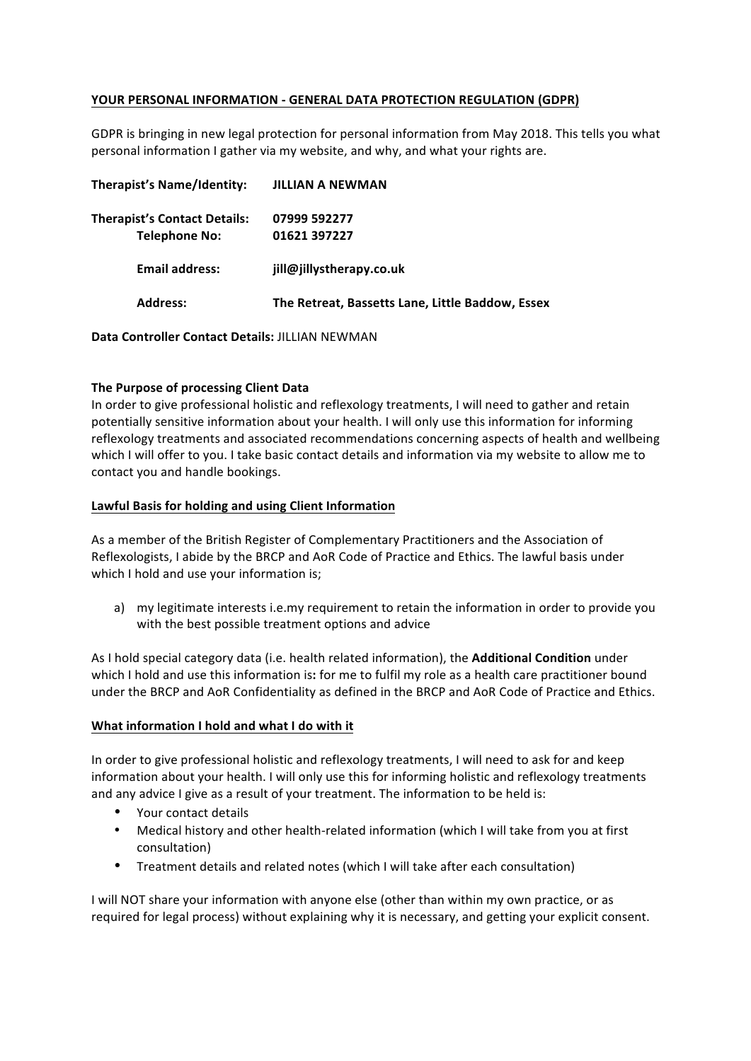## YOUR PERSONAL INFORMATION - GENERAL DATA PROTECTION REGULATION (GDPR)

GDPR is bringing in new legal protection for personal information from May 2018. This tells you what personal information I gather via my website, and why, and what your rights are.

**Therapist's Name/Identity:** **JILLIAN A NEWMAN**

**Therapist's Contact Details:** **07999 592277**
**Telephone No:** **01621 397227**

**Email address:** **jill@jillystherapy.co.uk**

**Address:** **The Retreat, Bassetts Lane, Little Baddow, Essex**

**Data Controller Contact Details:** JILLIAN NEWMAN

**The Purpose of processing Client Data**
In order to give professional holistic and reflexology treatments, I will need to gather and retain potentially sensitive information about your health. I will only use this information for informing reflexology treatments and associated recommendations concerning aspects of health and wellbeing which I will offer to you. I take basic contact details and information via my website to allow me to contact you and handle bookings.

**Lawful Basis for holding and using Client Information**

As a member of the British Register of Complementary Practitioners and the Association of Reflexologists, I abide by the BRCP and AoR Code of Practice and Ethics. The lawful basis under which I hold and use your information is;

a) my legitimate interests i.e.my requirement to retain the information in order to provide you with the best possible treatment options and advice

As I hold special category data (i.e. health related information), the **Additional Condition** under which I hold and use this information is**:** for me to fulfil my role as a health care practitioner bound under the BRCP and AoR Confidentiality as defined in the BRCP and AoR Code of Practice and Ethics.

**What information I hold and what I do with it**

In order to give professional holistic and reflexology treatments, I will need to ask for and keep information about your health. I will only use this for informing holistic and reflexology treatments and any advice I give as a result of your treatment. The information to be held is:

- Your contact details
- Medical history and other health-related information (which I will take from you at first consultation)
- Treatment details and related notes (which I will take after each consultation)

I will NOT share your information with anyone else (other than within my own practice, or as required for legal process) without explaining why it is necessary, and getting your explicit consent.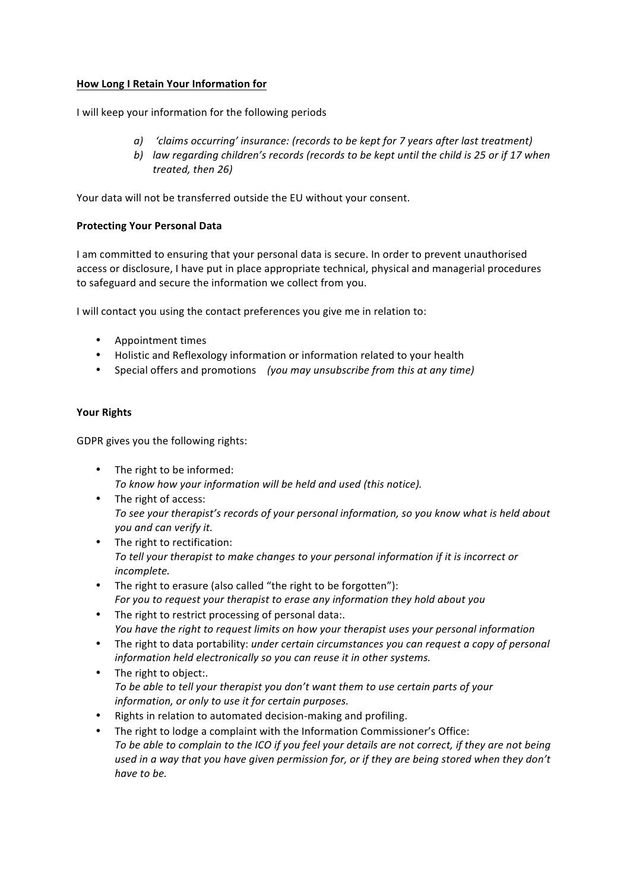**<u>How Long I Retain Your Information for</u>**

I will keep your information for the following periods

a) *'claims occurring' insurance: (records to be kept for 7 years after last treatment)*
b) *law regarding children's records (records to be kept until the child is 25 or if 17 when treated, then 26)*

Your data will not be transferred outside the EU without your consent.

**Protecting Your Personal Data**

I am committed to ensuring that your personal data is secure. In order to prevent unauthorised access or disclosure, I have put in place appropriate technical, physical and managerial procedures to safeguard and secure the information we collect from you.

I will contact you using the contact preferences you give me in relation to:

- Appointment times
- Holistic and Reflexology information or information related to your health
- Special offers and promotions *(you may unsubscribe from this at any time)*

**Your Rights**

GDPR gives you the following rights:

- The right to be informed:
  *To know how your information will be held and used (this notice).*
- The right of access:
  *To see your therapist's records of your personal information, so you know what is held about you and can verify it.*
- The right to rectification:
  *To tell your therapist to make changes to your personal information if it is incorrect or incomplete.*
- The right to erasure (also called "the right to be forgotten"):
  *For you to request your therapist to erase any information they hold about you*
- The right to restrict processing of personal data:.
  *You have the right to request limits on how your therapist uses your personal information*
- The right to data portability: *under certain circumstances you can request a copy of personal information held electronically so you can reuse it in other systems.*
- The right to object:.
  *To be able to tell your therapist you don't want them to use certain parts of your information, or only to use it for certain purposes.*
- Rights in relation to automated decision-making and profiling.
- The right to lodge a complaint with the Information Commissioner's Office:
  *To be able to complain to the ICO if you feel your details are not correct, if they are not being used in a way that you have given permission for, or if they are being stored when they don't have to be.*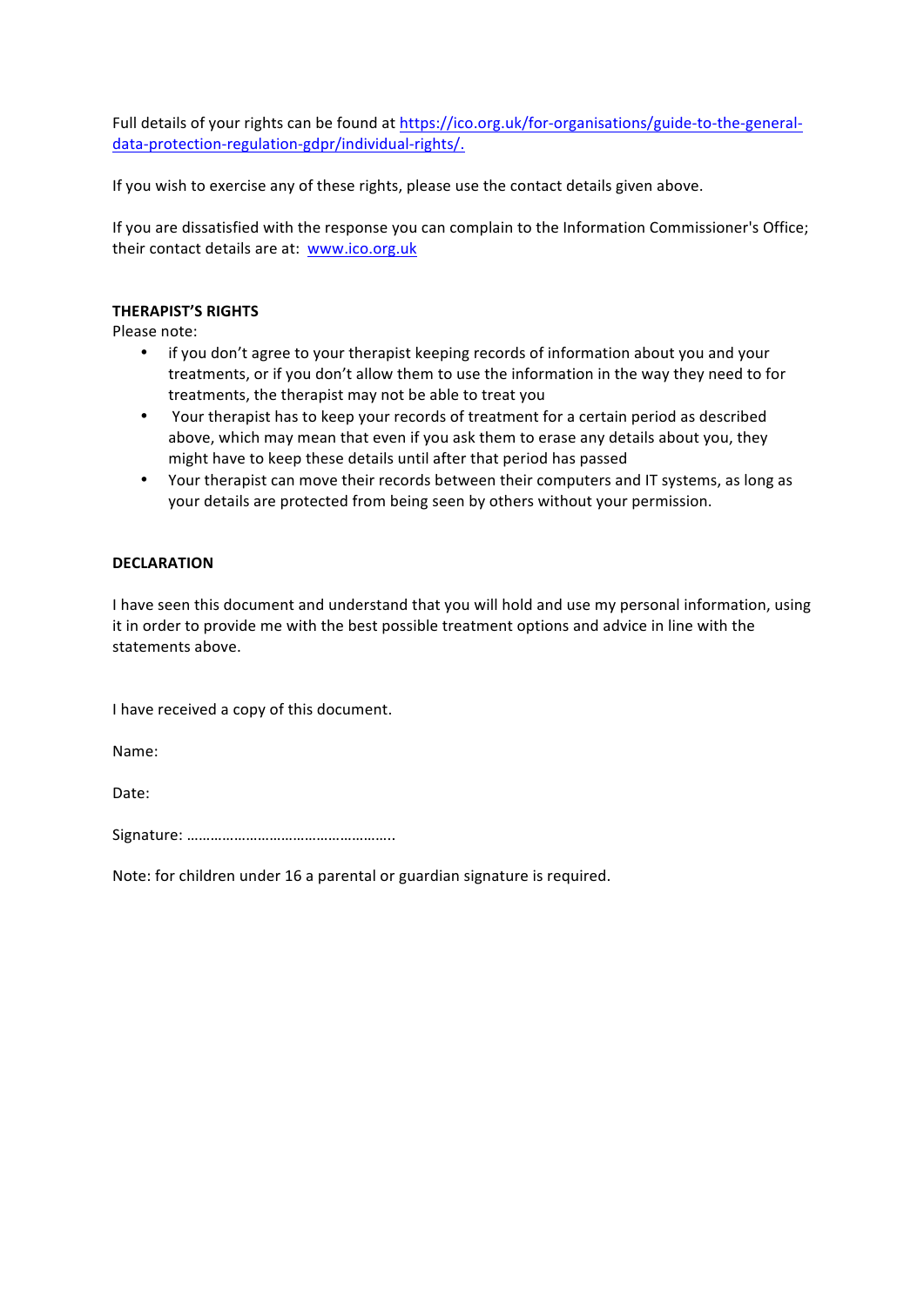Full details of your rights can be found at [https://ico.org.uk/for-organisations/guide-to-the-general-data-protection-regulation-gdpr/individual-rights/.](https://ico.org.uk/for-organisations/guide-to-the-general-data-protection-regulation-gdpr/individual-rights/)

If you wish to exercise any of these rights, please use the contact details given above.

If you are dissatisfied with the response you can complain to the Information Commissioner's Office; their contact details are at: [www.ico.org.uk](http://www.ico.org.uk)

**THERAPIST'S RIGHTS**

Please note:

- if you don't agree to your therapist keeping records of information about you and your treatments, or if you don't allow them to use the information in the way they need to for treatments, the therapist may not be able to treat you
- Your therapist has to keep your records of treatment for a certain period as described above, which may mean that even if you ask them to erase any details about you, they might have to keep these details until after that period has passed
- Your therapist can move their records between their computers and IT systems, as long as your details are protected from being seen by others without your permission.

**DECLARATION**

I have seen this document and understand that you will hold and use my personal information, using it in order to provide me with the best possible treatment options and advice in line with the statements above.

I have received a copy of this document.

Name:

Date:

Signature: ……………………………………………..

Note: for children under 16 a parental or guardian signature is required.